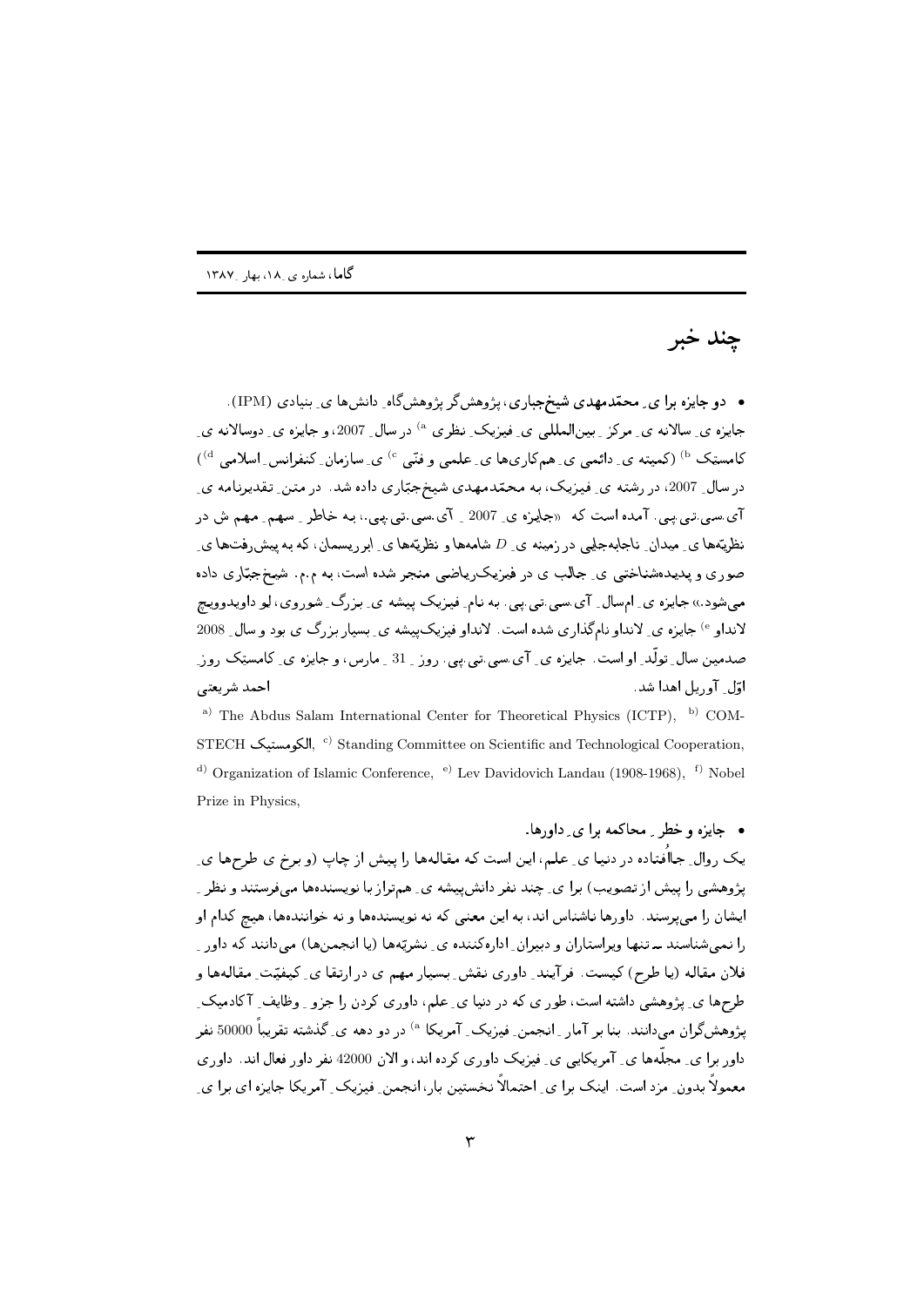# چند خبر

- **دو جایزه برا یِ محمّدمهدی شیخ‌جباری**، پژوهش‌گر پژوهش‌گاهِ دانش‌ها یِ بنیادی (IPM).

جایزه یِ سالانه یِ مرکزِ بین‌المللی یِ فیزیکِ نظری [a] در سالِ 2007، و جایزه یِ دوسالانه یِ کامستِک [b] (کمیته یِ دائمی یِ هم‌کاری‌ها یِ علمی و فنّی [c] یِ سازمانِ کنفرانسِ اسلامی [d]) در سالِ 2007، در رشته یِ فیزیک، به محمّدمهدی شیخ‌جبّاری داده شد. در متنِ تقدیرنامه یِ آی.سی.تی.پی. آمده است که «جایزه یِ 2007 ـ آی.سی.تی.پی.، به خاطرِ سهمِ مهمّ ش در نظریّه‌ها یِ میدانِ ناجابه‌جایی در زمینه یِ $D$ شامه‌ها و نظریّه‌ها یِ ابرریسمان، که به پیش‌رفت‌ها یِ صوری و پدیده‌شناختی یِ جالب ی در فیزیک‌ریاضی منجر شده است، به م.م. شیخ‌جبّاری داده می‌شود.» جایزه یِ امسالِ آی.سی.تی.پی. به نامِ فیزیک پیشه یِ بزرگِ شوروی، لِو داویدوویچ لانداو [e] جایزه یِ لانداو نام‌گذاری شده است. لانداو فیزیک‌پیشه یِ بسیار بزرگ ی بود و سالِ 2008 صدمین سالِ تولّدِ او است. جایزه یِ آی.سی.تی.پی. روزِ 31 ـ مارس، و جایزه یِ کامستِک روزِ اوّلِ آوریل اهدا شد.

احمد شریعتی

[a] The Abdus Salam International Center for Theoretical Physics (ICTP), [b] COMSTECH الکومستیک, [c] Standing Committee on Scientific and Technological Cooperation, [d] Organization of Islamic Conference, [e] Lev Davidovich Landau (1908-1968), [f] Nobel Prize in Physics,

- **جایزه و خطرِ محاکمه برا یِ داورها.**

یک روالِ جاافتاده در دنیا یِ علم، این است که مقاله‌ها را پیش از چاپ (و برخ ی طرح‌ها یِ پژوهشی را پیش از تصویب) برا یِ چند نفر دانش‌پیشه یِ هم‌تراز با نویسنده‌ها می‌فرستند و نظرِ ایشان را می‌پرسند. داورها ناشناس اند، به این معنی که نه نویسنده‌ها و نه خواننده‌ها، هیچ کدام او را نمی‌شناسند ـ تنها ویراستاران و دبیرانِ اداره‌کننده یِ نشریّه‌ها (یا انجمن‌ها) می‌دانند که داورِ فلان مقاله (یا طرح) کیست. فرآیندِ داوری نقشِ بسیار مهم ی در ارتقا یِ کیفیّتِ مقاله‌ها و طرح‌ها یِ پژوهشی داشته است، طور ی که در دنیا یِ علم، داوری کردن را جزوِ وظایفِ آکادمیکِ پژوهش‌گران می‌دانند. بنا بر آمارِ انجمنِ فیزیکِ آمریکا [a] در دو دهه یِ گذشته تقریباً 50000 نفر داور برا یِ مجلّه‌ها یِ آمریکایی یِ فیزیک داوری کرده اند، و الان 42000 نفر داور فعال اند. داوری معمولاً بدونِ مزد است. اینک برا یِ احتمالاً نخستین بار، انجمنِ فیزیکِ آمریکا جایزه ای برا یِ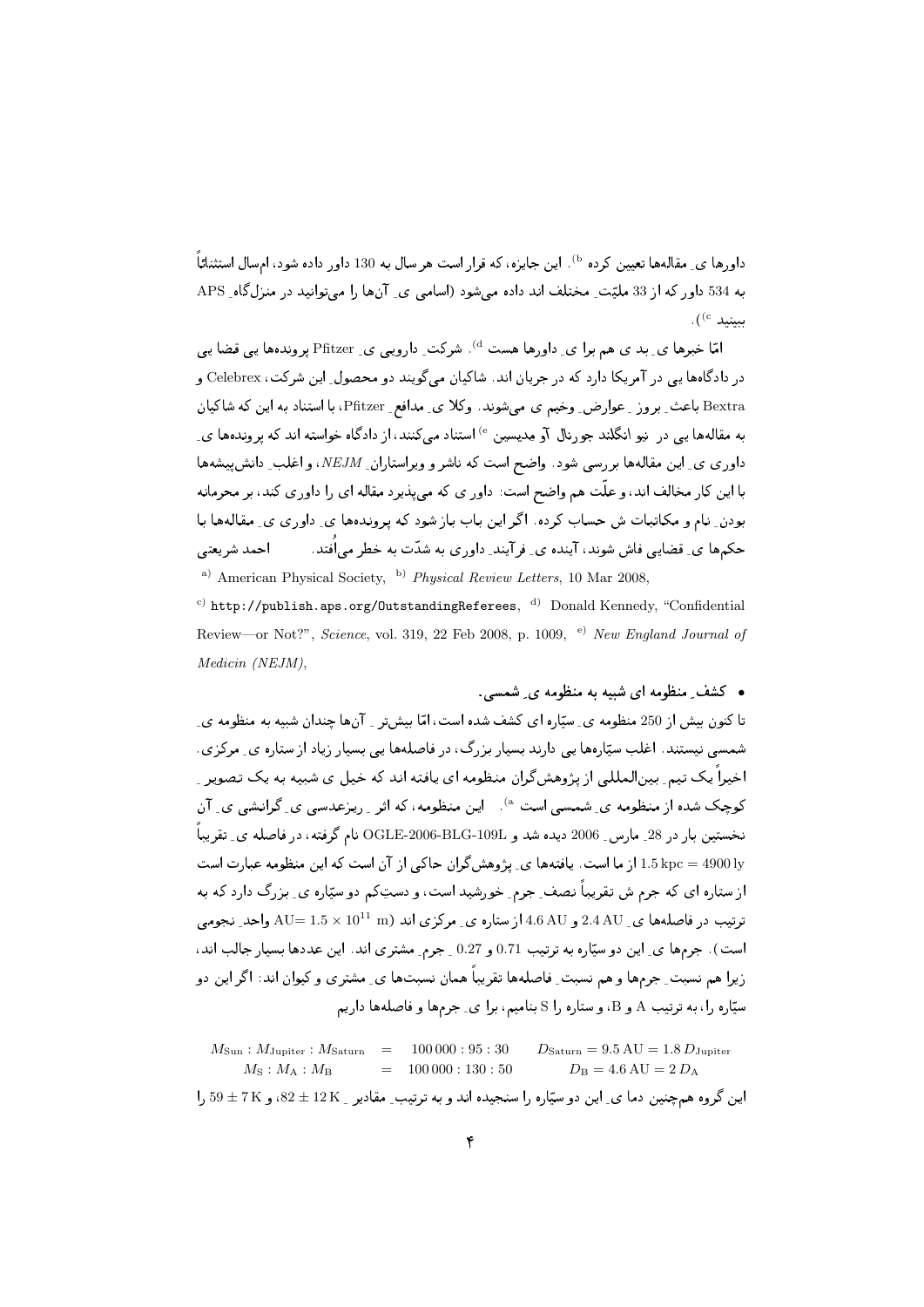داورها ی ِ مقاله‌ها تعیین کرده [b]. این جایزه، که قرار است هر سال به 130 داور داده شود، امسال استثنائاً به 534 داور که از 33 ملیّت ِ مختلف اند داده می‌شود (اسامی ی ِ آن‌ها را می‌توانید در منزل‌گاه ِ APS ببینید [c]).

امّا خبرها ی ِ بد ی هم برا ی ِ داورها هست [d]. شرکت ِ داروپی ی ِ Pfitzer پرونده‌ها یی قضا یی در دادگاه‌ها یی در آمریکا دارد که در جریان اند. شاکیان می‌گویند دو محصول ِ این شرکت، Celebrex و Bextra باعث ِ بروز ِ عوارض ِ وخیم ی می‌شوند. وکلا ی ِ مدافع ِ Pfitzer، با استناد به این که شاکیان به مقاله‌ها یی در نیو انگلند جورنال آو مِدیسین [e] استناد می‌کنند، از دادگاه خواسته اند که پرونده‌ها ی ِ داوری ی ِ این مقاله‌ها بررسی شود. واضح است که ناشر و ویراستاران ِ *NEJM*، و اغلب ِ دانش‌پیشه‌ها با این کار مخالف اند، و علّت هم واضح است: داور ی که می‌پذیرد مقاله ای را داوری کند، بر محرمانه بودن ِ نام و مکاتبات ش حساب کرده. اگر این باب باز شود که پرونده‌ها ی ِ داوری ی ِ مقاله‌ها با حکم‌ها ی ِ قضایی فاش شوند، آینده ی ِ فرآیند ِ داوری به شدّت به خطر می‌اُفتد.　　　احمد شریعتی

[a] American Physical Society, [b] *Physical Review Letters*, 10 Mar 2008,
[c] `http://publish.aps.org/OutstandingReferees`, [d] Donald Kennedy, "Confidential Review—or Not?", *Science*, vol. 319, 22 Feb 2008, p. 1009, [e] *New England Journal of Medicin (NEJM)*,

- **کشف ِ منظومه ای شبیه به منظومه ی ِ شمسی.**

تا کنون بیش از 250 منظومه ی ِ سیّاره ای کشف شده است، امّا بیش‌تر ِ آن‌ها چندان شبیه به منظومه ی ِ شمسی نیستند. اغلب سیّاره‌ها یی دارند بسیار بزرگ، در فاصله‌ها یی بسیار زیاد از ستاره ی ِ مرکزی. اخیراً یک تیم ِ بین‌المللی از پژوهش‌گران منظومه ای یافته اند که خیل ی شبیه به یک تصویر ِ کوچک شده از منظومه ی ِ شمسی است [a]. این منظومه، که اثر ِ ریزعدسی ی ِ گرانشی ی ِ آن نخستین بار در 28 ِ مارس ِ 2006 دیده شد و OGLE-2006-BLG-109L نام گرفته، در فاصله ی ِ تقریباً $1.5\,\text{kpc} = 4900\,\text{ly}$ از ما است. یافته‌ها ی ِ پژوهش‌گران حاکی از آن است که این منظومه عبارت است از ستاره ای که جرم ش تقریباً نصف ِ جرم ِ خورشید است، و دستِ‌کم دو سیّاره ی ِ بزرگ دارد که به ترتیب در فاصله‌ها ی ِ $2.4\,\text{AU}$ و $4.6\,\text{AU}$ از ستاره ی ِ مرکزی اند ($\text{AU} = 1.5 \times 10^{11}\,\text{m}$ واحد ِ نجومی است). جرم‌ها ی ِ این دو سیّاره به ترتیب 0.71 و 0.27 ِ جرم ِ مشتری اند. این عددها بسیار جالب اند، زیرا هم نسبت ِ جرم‌ها و هم نسبت ِ فاصله‌ها تقریباً همان نسبت‌ها ی ِ مشتری و کیوان اند: اگر این دو سیّاره را، به ترتیب A و B، و ستاره را S بنامیم، برا ی ِ جرم‌ها و فاصله‌ها داریم

$$
\begin{aligned}
M_{\text{Sun}} : M_{\text{Jupiter}} : M_{\text{Saturn}} &= 100\,000 : 95 : 30 \qquad D_{\text{Saturn}} = 9.5\,\text{AU} = 1.8\,D_{\text{Jupiter}} \\
M_{\text{S}} : M_{\text{A}} : M_{\text{B}} &= 100\,000 : 130 : 50 \qquad D_{\text{B}} = 4.6\,\text{AU} = 2\,D_{\text{A}}
\end{aligned}
$$

این گروه هم‌چنین دما ی ِ این دو سیّاره را سنجیده اند و به ترتیب ِ مقادیر ِ $82 \pm 12\,\text{K}$، و $59 \pm 7\,\text{K}$ را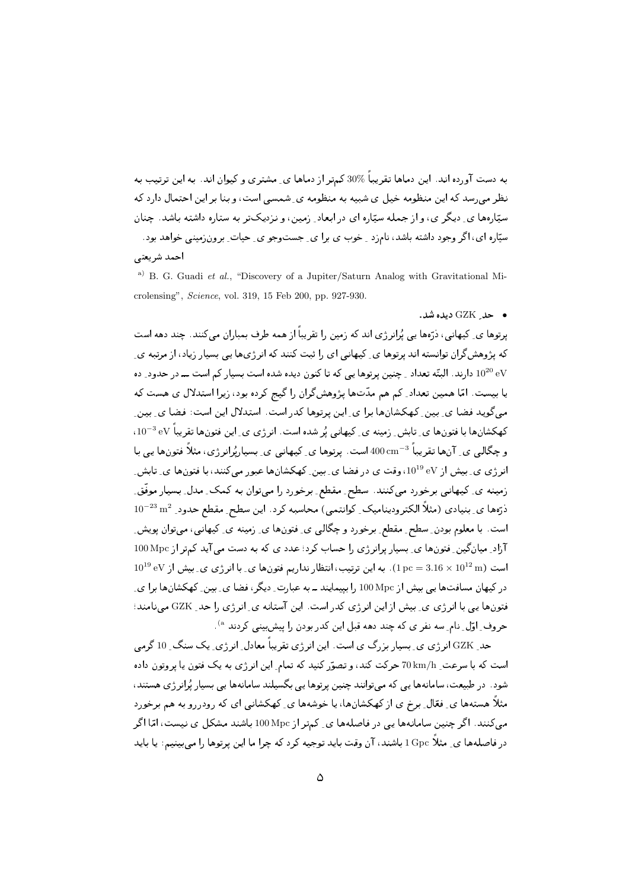به دست آورده اند. این دماها تقریباً 30% کم‌تر از دماها ی ِ مشتری و کیوان اند. به این ترتیب به نظر می‌رسد که این منظومه خیل ی شبیه به منظومه ی ِ شمسی است، و بنا بر این احتمال دارد که سیّاره‌ها ی ِ دیگر ی، و از جمله سیّاره ای در ابعاد ِ زمین، و نزدیک‌تر به ستاره داشته باشد. چنان سیّاره ای، اگر وجود داشته باشد، نامزد ِ خوب ی برا ی ِ جست‌وجو ی ِ حیات ِ برون‌زمینی خواهد بود.

احمد شریعتی

[a)] B. G. Guadi *et al.*, "Discovery of a Jupiter/Saturn Analog with Gravitational Microlensing", *Science*, vol. 319, 15 Feb 200, pp. 927-930.

- **حد ِ GZK دیده شد.**

پرتوها ی ِ کیهانی، ذرّه‌ها یی پُرانرژی اند که زمین را تقریباً از همه طرف بمباران می‌کنند. چند دهه است که پژوهش‌گران توانسته اند پرتوها ی ِ کیهانی ای را ثبت کنند که انرژی‌ها یی بسیار زیاد، از مرتبه ی ِ $10^{20}\,\mathrm{eV}$ دارند. البتّه تعداد ِ چنین پرتوها یی که تا کنون دیده شده است بسیار کم است ـــ در حدود ِ ده یا بیست. امّا همین تعداد ِ کم هم مدّت‌ها پژوهش‌گران را گیج کرده بود، زیرا استدلال ی هست که می‌گوید فضا ی ِ بین ِ کهکشان‌ها برا ی ِ این پرتوها کدر است. استدلال این است: فضا ی ِ بین ِ کهکشان‌ها با فوتون‌ها ی ِ تابش ِ زمینه ی ِ کیهانی پُر شده است. انرژی ی ِ این فوتون‌ها تقریباً $10^{-3}\,\mathrm{eV}$، و چگالی ی ِ آن‌ها تقریباً $400\,\mathrm{cm}^{-3}$ است. پرتوها ی ِ کیهانی ی ِ بسیارپُرانرژی، مثلاً فوتون‌ها یی با انرژی ی ِ بیش از $10^{19}\,\mathrm{eV}$، وقت ی در فضا ی ِ بین ِ کهکشان‌ها عبور می‌کنند، با فوتون‌ها ی ِ تابش ِ زمینه ی ِ کیهانی برخورد می‌کنند. سطح ِ مقطع ِ برخورد را می‌توان به کمک ِ مدل ِ بسیار موفّق ِ ذرّه‌ها ی ِ بنیادی (مثلاً الکترودینامیک ِ کوانتمی) محاسبه کرد. این سطح ِ مقطع حدود ِ $10^{-23}\,\mathrm{m}^2$ است. با معلوم بودن ِ سطح ِ مقطع ِ برخورد و چگالی ی ِ فوتون‌ها ی ِ زمینه ی ِ کیهانی، می‌توان پویش ِ آزاد ِ میان‌گین ِ فوتون‌ها ی ِ بسیار پرانرژی را حساب کرد؛ عدد ی که به دست می‌آید کم‌تر از $100\,\mathrm{Mpc}$ است ($1\,\mathrm{pc} = 3.16 \times 10^{12}\,\mathrm{m}$). به این ترتیب، انتظار نداریم فوتون‌ها ی ِ با انرژی ی ِ بیش از $10^{19}\,\mathrm{eV}$ در کیهان مسافت‌ها یی بیش از $100\,\mathrm{Mpc}$ را بپیمایند ـ به عبارت ِ دیگر، فضا ی ِ بین ِ کهکشان‌ها برا ی ِ فوتون‌ها یی با انرژی ی ِ بیش از این انرژی کدر است. این آستانه ی ِ انرژی را حد ِ GZK می‌نامند؛ حروف ِ اوّل ِ نام ِ سه نفر ی که چند دهه قبل این کدر بودن را پیش‌بینی کردند [a].

حد ِ GZK انرژی ی ِ بسیار بزرگ ی است. این انرژی تقریباً معادل ِ انرژی ِ یک سنگ ِ 10 گرمی است که با سرعت ِ $70\,\mathrm{km/h}$ حرکت کند، و تصوّر کنید که تمام ِ این انرژی به یک فوتون یا پروتون داده شود. در طبیعت، سامانه‌ها یی که می‌توانند چنین پرتوها یی بگسیلند سامانه‌ها یی بسیار پُرانرژی هستند، مثلاً هسته‌ها ی ِ فعّال ِ برخ ی از کهکشان‌ها، یا خوشه‌ها ی ِ کهکشانی ای که رودررو به هم برخورد می‌کنند. اگر چنین سامانه‌ها یی در فاصله‌ها ی ِ کم‌تر از $100\,\mathrm{Mpc}$ باشند مشکل ی نیست، امّا اگر در فاصله‌ها ی ِ مثلاً $1\,\mathrm{Gpc}$ باشند، آن وقت باید توجیه کرد که چرا ما این پرتوها را می‌بینیم: یا باید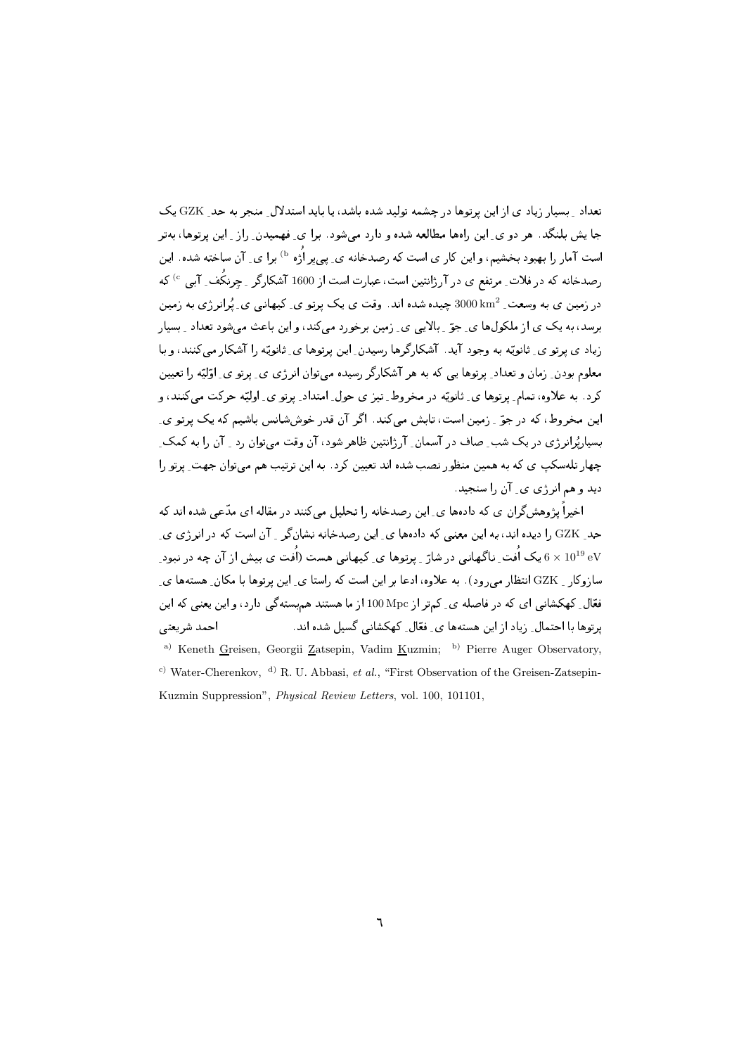تعداد ِ بسیار زیاد ی از این پرتوها در چشمه تولید شده باشد، یا باید استدلال ِ منجر به حد ِ GZK یک جا یش بلنگد. هر دو ی ِ این راه‌ها مطالعه شده و دارد می‌شود. برا ی ِ فهمیدن ِ راز ِ این پرتوها، به‌تر است آمار را بهبود بخشیم، و این کار ی است که رصدخانه ی ِ پی‌یر اُژه [b] برا ی ِ آن ساخته شده. این رصدخانه که در فلات ِ مرتفع ی در آرژانتین است، عبارت است از 1600 آشکارگر ِ چرِنکُف ِ آبی [c] که در زمین ی به وسعت ِ $3000\,\mathrm{km}^2$ چیده شده اند. وقت ی یک پرتو ی ِ کیهانی ی ِ پُرانرژی به زمین برسد، به یک ی از ملکول‌ها ی ِ جوّ ِ بالایی ی ِ زمین برخورد می‌کند، و این باعث می‌شود تعداد ِ بسیار زیاد ی پرتو ی ِ ثانویّه به وجود آید. آشکارگرها رسیدن ِ این پرتوها ی ِ ثانویّه را آشکار می‌کنند، و با معلوم بودن ِ زمان و تعداد ِ پرتوها یی که به هر آشکارگر رسیده می‌توان انرژی ی ِ پرتو ی ِ اوّلیّه را تعیین کرد. به علاوه، تمام ِ پرتوها ی ِ ثانویّه در مخروط ِ تیز ی حول ِ امتداد ِ پرتو ی ِ اولیّه حرکت می‌کنند، و این مخروط، که در جوّ ِ زمین است، تابش می‌کند. اگر آن قدر خوش‌شانس باشیم که یک پرتو ی ِ بسیارپُرانرژی در یک شب ِ صاف در آسمان ِ آرژانتین ظاهر شود، آن وقت می‌توان رد ِ آن را به کمک ِ چهار تلسکپ ی که به همین منظور نصب شده اند تعیین کرد. به این ترتیب هم می‌توان جهت ِ پرتو را دید و هم انرژی ی ِ آن را سنجید.

اخیراً پژوهش‌گران ی که داده‌ها ی ِ این رصدخانه را تحلیل می‌کنند در مقاله ای مدّعی شده اند که حد ِ GZK را دیده اند، به این معنی که داده‌ها ی ِ این رصدخانه نشان‌گر ِ آن است که در انرژی ی ِ $6 \times 10^{19}\,\mathrm{eV}$ یک اُفت ِ ناگهانی در شارّ ِ پرتوها ی ِ کیهانی هست (اُفت ی بیش از آن چه در نبود ِ سازوکار ِ GZK انتظار می‌رود). به علاوه، ادعا بر این است که راستا ی ِ این پرتوها با مکان ِ هسته‌ها ی ِ فعّال ِ کهکشانی ای که در فاصله ی ِ کم‌تر از 100 Mpc از ما هستند هم‌بستگی دارد، و این یعنی که این پرتوها با احتمال ِ زیاد از این هسته‌ها ی ِ فعّال ِ کهکشانی گسیل شده اند.

احمد شریعتی

[a] Keneth Greisen, Georgii Zatsepin, Vadim Kuzmin; [b] Pierre Auger Observatory, [c] Water-Cherenkov, [d] R. U. Abbasi, *et al.*, "First Observation of the Greisen-Zatsepin-Kuzmin Suppression", *Physical Review Letters*, vol. 100, 101101,